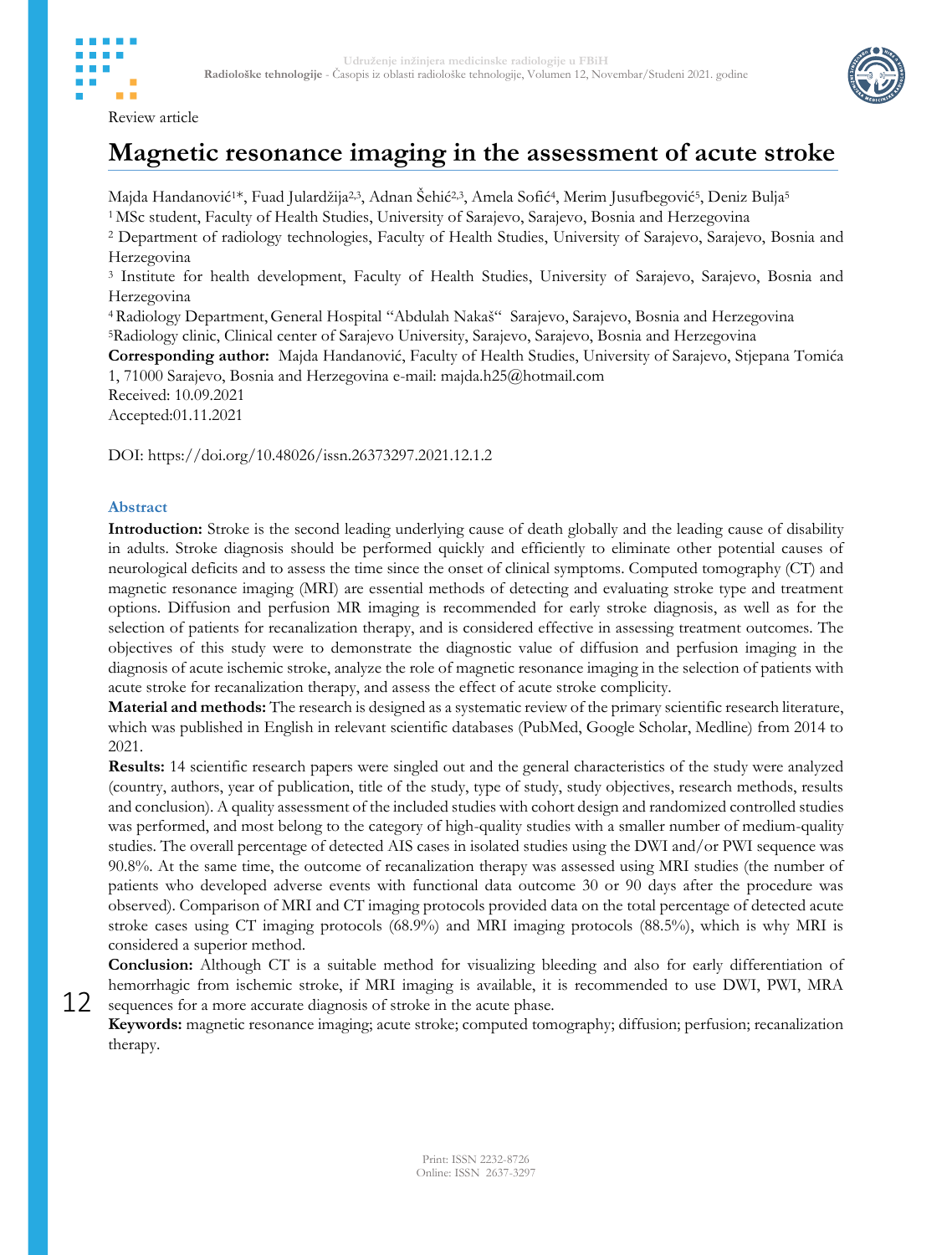Review article

# Magnetic resonance imaging in the assessment of acute stroke

Majda Handanović[1]*, Fuad Julardžija[2,3], Adnan Šehić[2,3], Amela Sofić[4], Merim Jusufbegović[5], Deniz Bulja[5]

[1] MSc student, Faculty of Health Studies, University of Sarajevo, Sarajevo, Bosnia and Herzegovina

[2] Department of radiology technologies, Faculty of Health Studies, University of Sarajevo, Sarajevo, Bosnia and Herzegovina

[3] Institute for health development, Faculty of Health Studies, University of Sarajevo, Sarajevo, Bosnia and Herzegovina

[4] Radiology Department, General Hospital "Abdulah Nakaš" Sarajevo, Sarajevo, Bosnia and Herzegovina

[5] Radiology clinic, Clinical center of Sarajevo University, Sarajevo, Sarajevo, Bosnia and Herzegovina

**Corresponding author:** Majda Handanović, Faculty of Health Studies, University of Sarajevo, Stjepana Tomića 1, 71000 Sarajevo, Bosnia and Herzegovina e-mail: majda.h25@hotmail.com

Received: 10.09.2021

Accepted:01.11.2021

DOI: https://doi.org/10.48026/issn.26373297.2021.12.1.2

## Abstract

**Introduction:** Stroke is the second leading underlying cause of death globally and the leading cause of disability in adults. Stroke diagnosis should be performed quickly and efficiently to eliminate other potential causes of neurological deficits and to assess the time since the onset of clinical symptoms. Computed tomography (CT) and magnetic resonance imaging (MRI) are essential methods of detecting and evaluating stroke type and treatment options. Diffusion and perfusion MR imaging is recommended for early stroke diagnosis, as well as for the selection of patients for recanalization therapy, and is considered effective in assessing treatment outcomes. The objectives of this study were to demonstrate the diagnostic value of diffusion and perfusion imaging in the diagnosis of acute ischemic stroke, analyze the role of magnetic resonance imaging in the selection of patients with acute stroke for recanalization therapy, and assess the effect of acute stroke complicity.

**Material and methods:** The research is designed as a systematic review of the primary scientific research literature, which was published in English in relevant scientific databases (PubMed, Google Scholar, Medline) from 2014 to 2021.

**Results:** 14 scientific research papers were singled out and the general characteristics of the study were analyzed (country, authors, year of publication, title of the study, type of study, study objectives, research methods, results and conclusion). A quality assessment of the included studies with cohort design and randomized controlled studies was performed, and most belong to the category of high-quality studies with a smaller number of medium-quality studies. The overall percentage of detected AIS cases in isolated studies using the DWI and/or PWI sequence was 90.8%. At the same time, the outcome of recanalization therapy was assessed using MRI studies (the number of patients who developed adverse events with functional data outcome 30 or 90 days after the procedure was observed). Comparison of MRI and CT imaging protocols provided data on the total percentage of detected acute stroke cases using CT imaging protocols (68.9%) and MRI imaging protocols (88.5%), which is why MRI is considered a superior method.

**Conclusion:** Although CT is a suitable method for visualizing bleeding and also for early differentiation of hemorrhagic from ischemic stroke, if MRI imaging is available, it is recommended to use DWI, PWI, MRA sequences for a more accurate diagnosis of stroke in the acute phase.

**Keywords:** magnetic resonance imaging; acute stroke; computed tomography; diffusion; perfusion; recanalization therapy.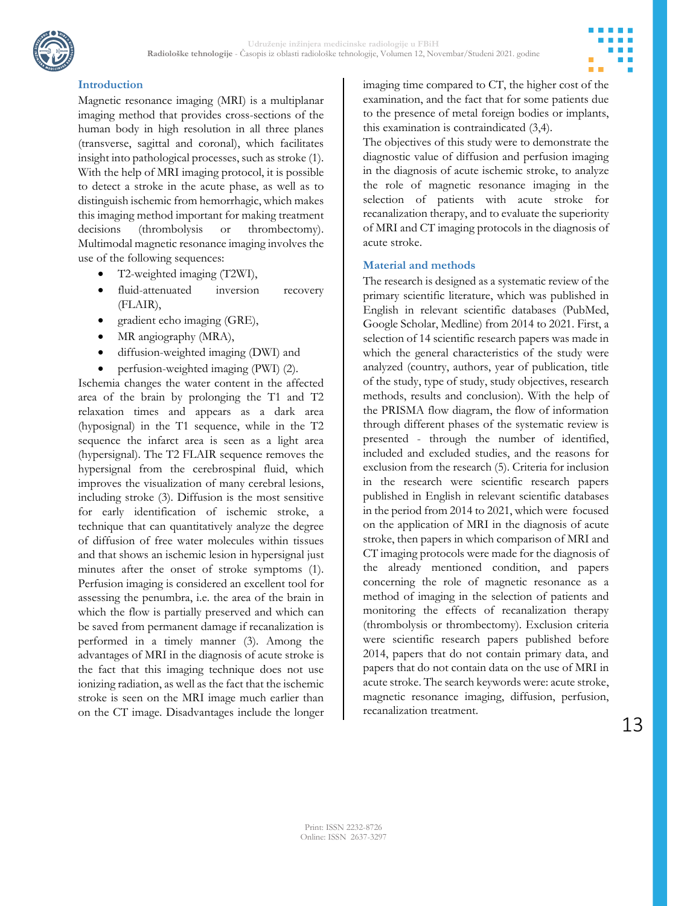## Introduction

Magnetic resonance imaging (MRI) is a multiplanar imaging method that provides cross-sections of the human body in high resolution in all three planes (transverse, sagittal and coronal), which facilitates insight into pathological processes, such as stroke (1). With the help of MRI imaging protocol, it is possible to detect a stroke in the acute phase, as well as to distinguish ischemic from hemorrhagic, which makes this imaging method important for making treatment decisions (thrombolysis or thrombectomy). Multimodal magnetic resonance imaging involves the use of the following sequences:

- T2-weighted imaging (T2WI),
- fluid-attenuated inversion recovery (FLAIR),
- gradient echo imaging (GRE),
- MR angiography (MRA),
- diffusion-weighted imaging (DWI) and
- perfusion-weighted imaging (PWI) (2).

Ischemia changes the water content in the affected area of the brain by prolonging the T1 and T2 relaxation times and appears as a dark area (hyposignal) in the T1 sequence, while in the T2 sequence the infarct area is seen as a light area (hypersignal). The T2 FLAIR sequence removes the hypersignal from the cerebrospinal fluid, which improves the visualization of many cerebral lesions, including stroke (3). Diffusion is the most sensitive for early identification of ischemic stroke, a technique that can quantitatively analyze the degree of diffusion of free water molecules within tissues and that shows an ischemic lesion in hypersignal just minutes after the onset of stroke symptoms (1). Perfusion imaging is considered an excellent tool for assessing the penumbra, i.e. the area of the brain in which the flow is partially preserved and which can be saved from permanent damage if recanalization is performed in a timely manner (3). Among the advantages of MRI in the diagnosis of acute stroke is the fact that this imaging technique does not use ionizing radiation, as well as the fact that the ischemic stroke is seen on the MRI image much earlier than on the CT image. Disadvantages include the longer imaging time compared to CT, the higher cost of the examination, and the fact that for some patients due to the presence of metal foreign bodies or implants, this examination is contraindicated (3,4).

The objectives of this study were to demonstrate the diagnostic value of diffusion and perfusion imaging in the diagnosis of acute ischemic stroke, to analyze the role of magnetic resonance imaging in the selection of patients with acute stroke for recanalization therapy, and to evaluate the superiority of MRI and CT imaging protocols in the diagnosis of acute stroke.

## Material and methods

The research is designed as a systematic review of the primary scientific literature, which was published in English in relevant scientific databases (PubMed, Google Scholar, Medline) from 2014 to 2021. First, a selection of 14 scientific research papers was made in which the general characteristics of the study were analyzed (country, authors, year of publication, title of the study, type of study, study objectives, research methods, results and conclusion). With the help of the PRISMA flow diagram, the flow of information through different phases of the systematic review is presented - through the number of identified, included and excluded studies, and the reasons for exclusion from the research (5). Criteria for inclusion in the research were scientific research papers published in English in relevant scientific databases in the period from 2014 to 2021, which were focused on the application of MRI in the diagnosis of acute stroke, then papers in which comparison of MRI and CT imaging protocols were made for the diagnosis of the already mentioned condition, and papers concerning the role of magnetic resonance as a method of imaging in the selection of patients and monitoring the effects of recanalization therapy (thrombolysis or thrombectomy). Exclusion criteria were scientific research papers published before 2014, papers that do not contain primary data, and papers that do not contain data on the use of MRI in acute stroke. The search keywords were: acute stroke, magnetic resonance imaging, diffusion, perfusion, recanalization treatment.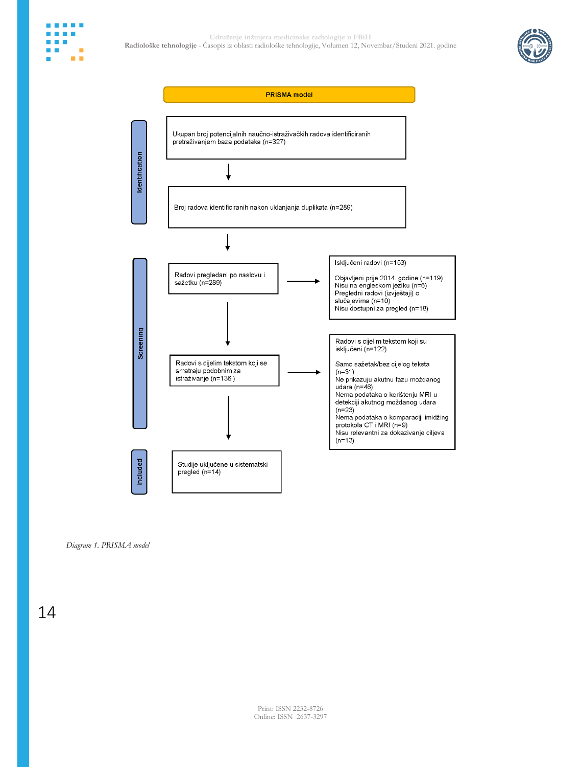**PRISMA model**

**Identification**

Ukupan broj potencijalnih naučno-istraživačkih radova identificiranih pretraživanjem baza podataka (n=327)

↓

Broj radova identificiranih nakon uklanjanja duplikata (n=289)

↓

**Screening**

Radovi pregledani po naslovu i sažetku (n=289) → Isključeni radovi (n=153)

- Objavljeni prije 2014. godine (n=119)
- Nisu na engleskom jeziku (n=6)
- Pregledni radovi (izvještaji) o slučajevima (n=10)
- Nisu dostupni za pregled (n=18)

↓

Radovi s cijelim tekstom koji se smatraju podobnim za istraživanje (n=136 ) → Radovi s cijelim tekstom koji su isključeni (n=122)

- Samo sažetak/bez cijelog teksta (n=31)
- Ne prikazuju akutnu fazu moždanog udara (n=46)
- Nema podataka o korištenju MRI u detekciji akutnog moždanog udara (n=23)
- Nema podataka o komparaciji imidžing protokola CT i MRI (n=9)
- Nisu relevantni za dokazivanje ciljeva (n=13)

↓

**Included**

Studije uključene u sistematski pregled (n=14)

*Diagram 1. PRISMA model*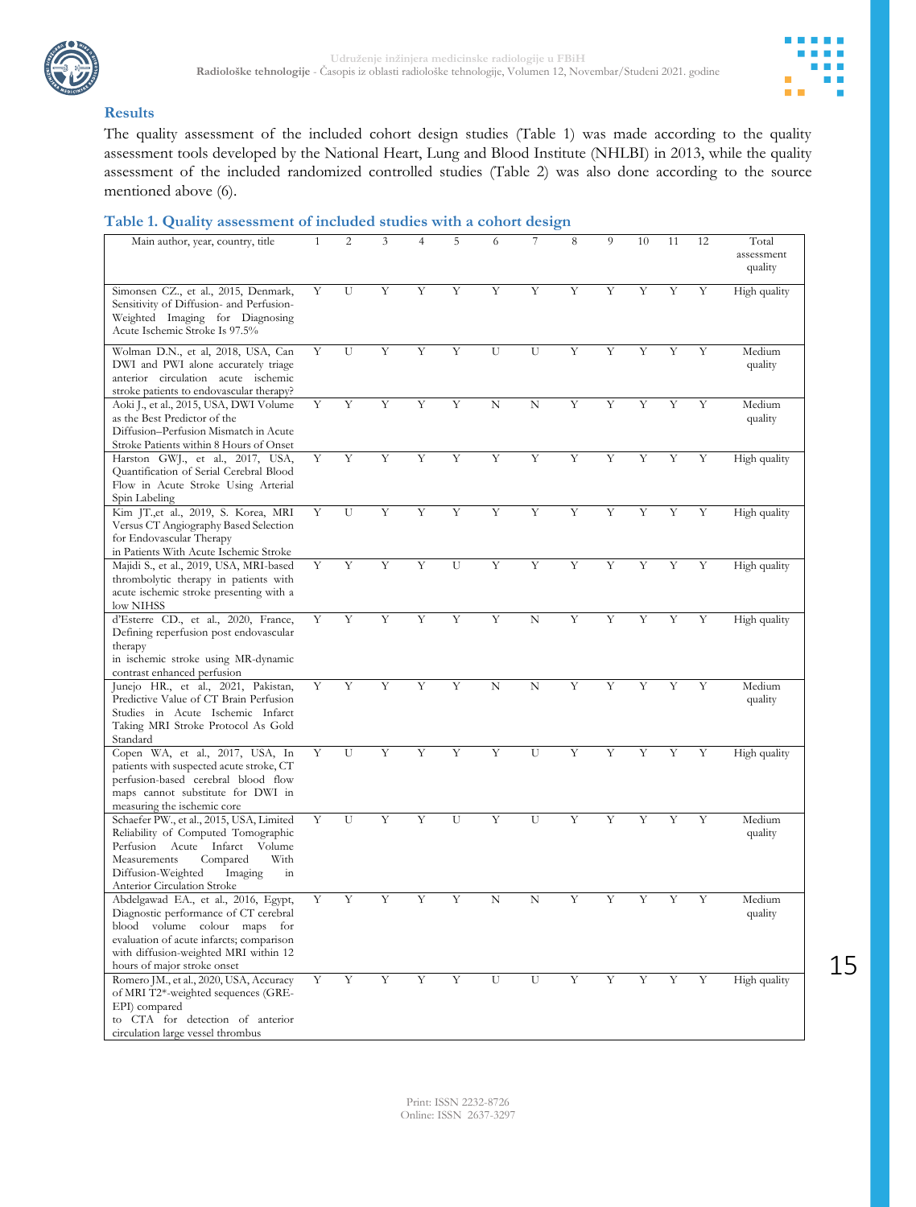## Results

The quality assessment of the included cohort design studies (Table 1) was made according to the quality assessment tools developed by the National Heart, Lung and Blood Institute (NHLBI) in 2013, while the quality assessment of the included randomized controlled studies (Table 2) was also done according to the source mentioned above (6).

**Table 1. Quality assessment of included studies with a cohort design**

| Main author, year, country, title | 1 | 2 | 3 | 4 | 5 | 6 | 7 | 8 | 9 | 10 | 11 | 12 | Total assessment quality |
|---|---|---|---|---|---|---|---|---|---|---|---|---|---|
| Simonsen CZ., et al., 2015, Denmark, Sensitivity of Diffusion- and Perfusion-Weighted Imaging for Diagnosing Acute Ischemic Stroke Is 97.5% | Y | U | Y | Y | Y | Y | Y | Y | Y | Y | Y | Y | High quality |
| Wolman D.N., et al, 2018, USA, Can DWI and PWI alone accurately triage anterior circulation acute ischemic stroke patients to endovascular therapy? | Y | U | Y | Y | Y | U | U | Y | Y | Y | Y | Y | Medium quality |
| Aoki J., et al., 2015, USA, DWI Volume as the Best Predictor of the Diffusion–Perfusion Mismatch in Acute Stroke Patients within 8 Hours of Onset | Y | Y | Y | Y | Y | N | N | Y | Y | Y | Y | Y | Medium quality |
| Harston GWJ., et al., 2017, USA, Quantification of Serial Cerebral Blood Flow in Acute Stroke Using Arterial Spin Labeling | Y | Y | Y | Y | Y | Y | Y | Y | Y | Y | Y | Y | High quality |
| Kim JT.,et al., 2019, S. Korea, MRI Versus CT Angiography Based Selection for Endovascular Therapy in Patients With Acute Ischemic Stroke | Y | U | Y | Y | Y | Y | Y | Y | Y | Y | Y | Y | High quality |
| Majidi S., et al., 2019, USA, MRI-based thrombolytic therapy in patients with acute ischemic stroke presenting with a low NIHSS | Y | Y | Y | Y | U | Y | Y | Y | Y | Y | Y | Y | High quality |
| d'Esterre CD., et al., 2020, France, Defining reperfusion post endovascular therapy in ischemic stroke using MR-dynamic contrast enhanced perfusion | Y | Y | Y | Y | Y | Y | N | Y | Y | Y | Y | Y | High quality |
| Junejo HR., et al., 2021, Pakistan, Predictive Value of CT Brain Perfusion Studies in Acute Ischemic Infarct Taking MRI Stroke Protocol As Gold Standard | Y | Y | Y | Y | Y | N | N | Y | Y | Y | Y | Y | Medium quality |
| Copen WA, et al., 2017, USA, In patients with suspected acute stroke, CT perfusion-based cerebral blood flow maps cannot substitute for DWI in measuring the ischemic core | Y | U | Y | Y | Y | Y | U | Y | Y | Y | Y | Y | High quality |
| Schaefer PW., et al., 2015, USA, Limited Reliability of Computed Tomographic Perfusion Acute Infarct Volume Measurements Compared With Diffusion-Weighted Imaging in Anterior Circulation Stroke | Y | U | Y | Y | U | Y | U | Y | Y | Y | Y | Y | Medium quality |
| Abdelgawad EA., et al., 2016, Egypt, Diagnostic performance of CT cerebral blood volume colour maps for evaluation of acute infarcts; comparison with diffusion-weighted MRI within 12 hours of major stroke onset | Y | Y | Y | Y | Y | N | N | Y | Y | Y | Y | Y | Medium quality |
| Romero JM., et al., 2020, USA, Accuracy of MRI T2*-weighted sequences (GRE-EPI) compared to CTA for detection of anterior circulation large vessel thrombus | Y | Y | Y | Y | Y | U | U | Y | Y | Y | Y | Y | High quality |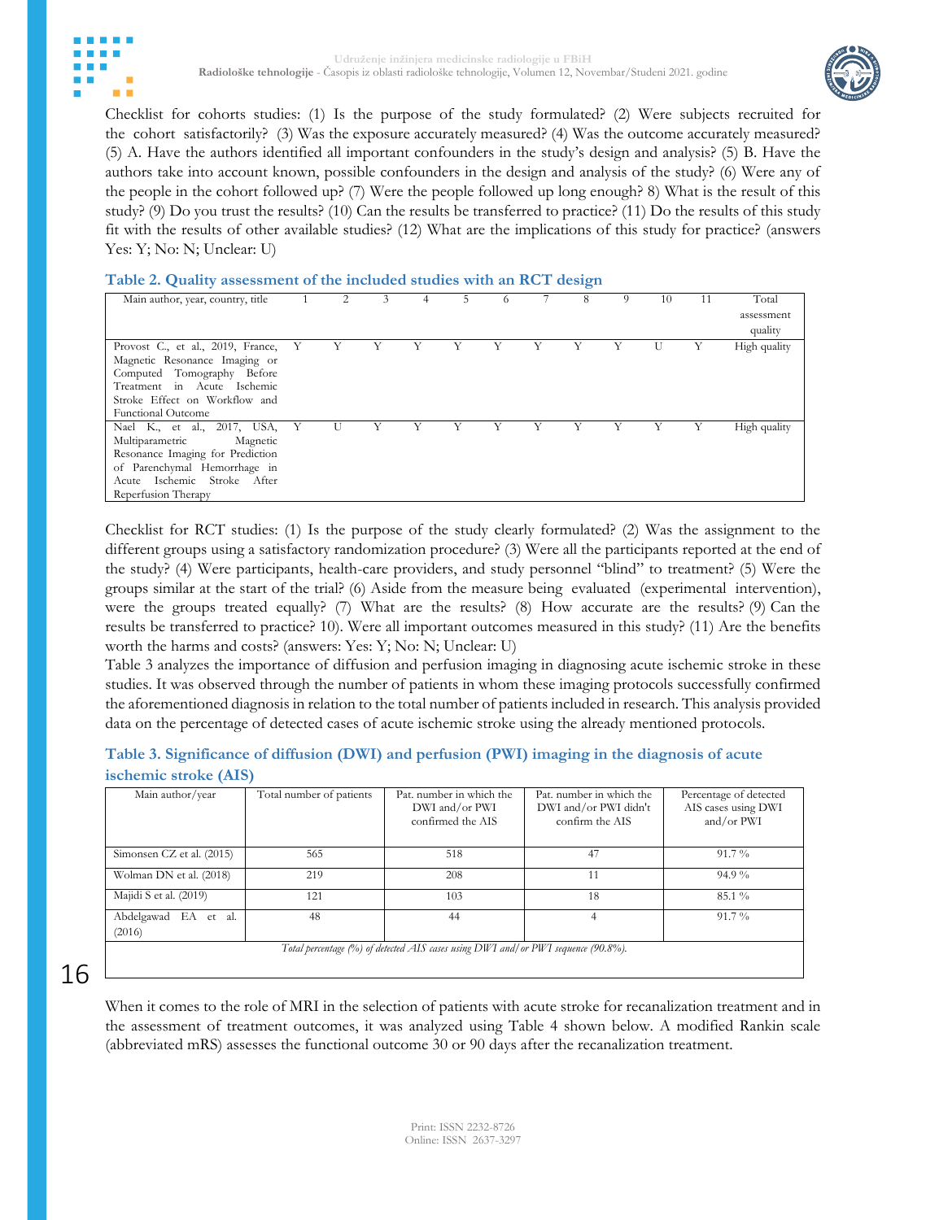Checklist for cohorts studies: (1) Is the purpose of the study formulated? (2) Were subjects recruited for the cohort satisfactorily? (3) Was the exposure accurately measured? (4) Was the outcome accurately measured? (5) A. Have the authors identified all important confounders in the study's design and analysis? (5) B. Have the authors take into account known, possible confounders in the design and analysis of the study? (6) Were any of the people in the cohort followed up? (7) Were the people followed up long enough? 8) What is the result of this study? (9) Do you trust the results? (10) Can the results be transferred to practice? (11) Do the results of this study fit with the results of other available studies? (12) What are the implications of this study for practice? (answers Yes: Y; No: N; Unclear: U)

**Table 2. Quality assessment of the included studies with an RCT design**

| Main author, year, country, title | 1 | 2 | 3 | 4 | 5 | 6 | 7 | 8 | 9 | 10 | 11 | Total assessment quality |
|---|---|---|---|---|---|---|---|---|---|---|---|---|
| Provost C., et al., 2019, France, Magnetic Resonance Imaging or Computed Tomography Before Treatment in Acute Ischemic Stroke Effect on Workflow and Functional Outcome | Y | Y | Y | Y | Y | Y | Y | Y | Y | U | Y | High quality |
| Nael K., et al., 2017, USA, Multiparametric Magnetic Resonance Imaging for Prediction of Parenchymal Hemorrhage in Acute Ischemic Stroke After Reperfusion Therapy | Y | U | Y | Y | Y | Y | Y | Y | Y | Y | Y | High quality |

Checklist for RCT studies: (1) Is the purpose of the study clearly formulated? (2) Was the assignment to the different groups using a satisfactory randomization procedure? (3) Were all the participants reported at the end of the study? (4) Were participants, health-care providers, and study personnel "blind" to treatment? (5) Were the groups similar at the start of the trial? (6) Aside from the measure being evaluated (experimental intervention), were the groups treated equally? (7) What are the results? (8) How accurate are the results? (9) Can the results be transferred to practice? 10). Were all important outcomes measured in this study? (11) Are the benefits worth the harms and costs? (answers: Yes: Y; No: N; Unclear: U)

Table 3 analyzes the importance of diffusion and perfusion imaging in diagnosing acute ischemic stroke in these studies. It was observed through the number of patients in whom these imaging protocols successfully confirmed the aforementioned diagnosis in relation to the total number of patients included in research. This analysis provided data on the percentage of detected cases of acute ischemic stroke using the already mentioned protocols.

**Table 3. Significance of diffusion (DWI) and perfusion (PWI) imaging in the diagnosis of acute ischemic stroke (AIS)**

| Main author/year | Total number of patients | Pat. number in which the DWI and/or PWI confirmed the AIS | Pat. number in which the DWI and/or PWI didn't confirm the AIS | Percentage of detected AIS cases using DWI and/or PWI |
|---|---|---|---|---|
| Simonsen CZ et al. (2015) | 565 | 518 | 47 | 91.7 % |
| Wolman DN et al. (2018) | 219 | 208 | 11 | 94.9 % |
| Majidi S et al. (2019) | 121 | 103 | 18 | 85.1 % |
| Abdelgawad EA et al. (2016) | 48 | 44 | 4 | 91.7 % |
| *Total percentage (%) of detected AIS cases using DWI and/or PWI sequence (90.8%).* | | | | |

When it comes to the role of MRI in the selection of patients with acute stroke for recanalization treatment and in the assessment of treatment outcomes, it was analyzed using Table 4 shown below. A modified Rankin scale (abbreviated mRS) assesses the functional outcome 30 or 90 days after the recanalization treatment.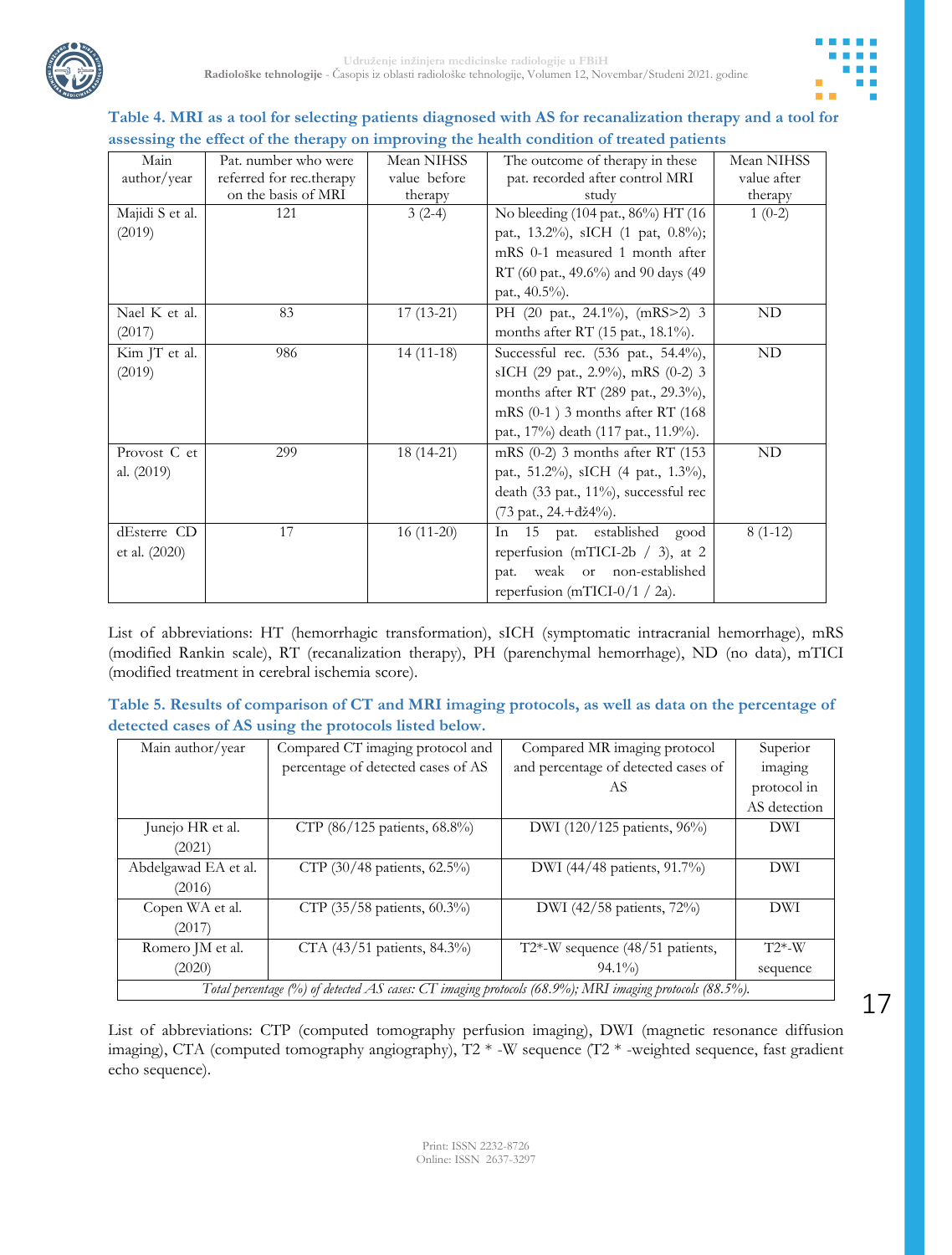**Table 4. MRI as a tool for selecting patients diagnosed with AS for recanalization therapy and a tool for assessing the effect of the therapy on improving the health condition of treated patients**

| Main author/year | Pat. number who were referred for rec.therapy on the basis of MRI | Mean NIHSS value before therapy | The outcome of therapy in these pat. recorded after control MRI study | Mean NIHSS value after therapy |
|---|---|---|---|---|
| Majidi S et al. (2019) | 121 | 3 (2-4) | No bleeding (104 pat., 86%) HT (16 pat., 13.2%), sICH (1 pat, 0.8%); mRS 0-1 measured 1 month after RT (60 pat., 49.6%) and 90 days (49 pat., 40.5%). | 1 (0-2) |
| Nael K et al. (2017) | 83 | 17 (13-21) | PH (20 pat., 24.1%), (mRS>2) 3 months after RT (15 pat., 18.1%). | ND |
| Kim JT et al. (2019) | 986 | 14 (11-18) | Successful rec. (536 pat., 54.4%), sICH (29 pat., 2.9%), mRS (0-2) 3 months after RT (289 pat., 29.3%), mRS (0-1 ) 3 months after RT (168 pat., 17%) death (117 pat., 11.9%). | ND |
| Provost C et al. (2019) | 299 | 18 (14-21) | mRS (0-2) 3 months after RT (153 pat., 51.2%), sICH (4 pat., 1.3%), death (33 pat., 11%), successful rec (73 pat., 24.+dž4%). | ND |
| dEsterre CD et al. (2020) | 17 | 16 (11-20) | In 15 pat. established good reperfusion (mTICI-2b / 3), at 2 pat. weak or non-established reperfusion (mTICI-0/1 / 2a). | 8 (1-12) |

List of abbreviations: HT (hemorrhagic transformation), sICH (symptomatic intracranial hemorrhage), mRS (modified Rankin scale), RT (recanalization therapy), PH (parenchymal hemorrhage), ND (no data), mTICI (modified treatment in cerebral ischemia score).

**Table 5. Results of comparison of CT and MRI imaging protocols, as well as data on the percentage of detected cases of AS using the protocols listed below.**

| Main author/year | Compared CT imaging protocol and percentage of detected cases of AS | Compared MR imaging protocol and percentage of detected cases of AS | Superior imaging protocol in AS detection |
|---|---|---|---|
| Junejo HR et al. (2021) | CTP (86/125 patients, 68.8%) | DWI (120/125 patients, 96%) | DWI |
| Abdelgawad EA et al. (2016) | CTP (30/48 patients, 62.5%) | DWI (44/48 patients, 91.7%) | DWI |
| Copen WA et al. (2017) | CTP (35/58 patients, 60.3%) | DWI (42/58 patients, 72%) | DWI |
| Romero JM et al. (2020) | CTA (43/51 patients, 84.3%) | T2*-W sequence (48/51 patients, 94.1%) | T2*-W sequence |
| *Total percentage (%) of detected AS cases: CT imaging protocols (68.9%); MRI imaging protocols (88.5%).* | | | |

List of abbreviations: CTP (computed tomography perfusion imaging), DWI (magnetic resonance diffusion imaging), CTA (computed tomography angiography), T2 * -W sequence (T2 * -weighted sequence, fast gradient echo sequence).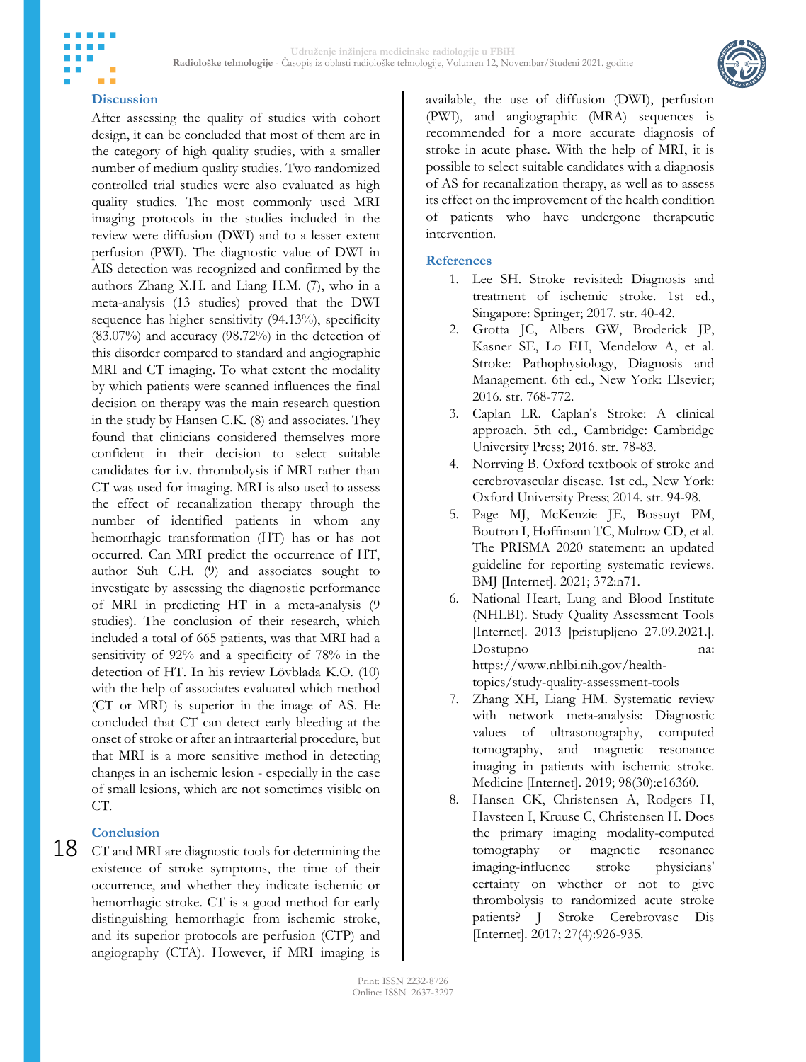## Discussion

After assessing the quality of studies with cohort design, it can be concluded that most of them are in the category of high quality studies, with a smaller number of medium quality studies. Two randomized controlled trial studies were also evaluated as high quality studies. The most commonly used MRI imaging protocols in the studies included in the review were diffusion (DWI) and to a lesser extent perfusion (PWI). The diagnostic value of DWI in AIS detection was recognized and confirmed by the authors Zhang X.H. and Liang H.M. (7), who in a meta-analysis (13 studies) proved that the DWI sequence has higher sensitivity (94.13%), specificity (83.07%) and accuracy (98.72%) in the detection of this disorder compared to standard and angiographic MRI and CT imaging. To what extent the modality by which patients were scanned influences the final decision on therapy was the main research question in the study by Hansen C.K. (8) and associates. They found that clinicians considered themselves more confident in their decision to select suitable candidates for i.v. thrombolysis if MRI rather than CT was used for imaging. MRI is also used to assess the effect of recanalization therapy through the number of identified patients in whom any hemorrhagic transformation (HT) has or has not occurred. Can MRI predict the occurrence of HT, author Suh C.H. (9) and associates sought to investigate by assessing the diagnostic performance of MRI in predicting HT in a meta-analysis (9 studies). The conclusion of their research, which included a total of 665 patients, was that MRI had a sensitivity of 92% and a specificity of 78% in the detection of HT. In his review Lövblada K.O. (10) with the help of associates evaluated which method (CT or MRI) is superior in the image of AS. He concluded that CT can detect early bleeding at the onset of stroke or after an intraarterial procedure, but that MRI is a more sensitive method in detecting changes in an ischemic lesion - especially in the case of small lesions, which are not sometimes visible on CT.

## Conclusion

CT and MRI are diagnostic tools for determining the existence of stroke symptoms, the time of their occurrence, and whether they indicate ischemic or hemorrhagic stroke. CT is a good method for early distinguishing hemorrhagic from ischemic stroke, and its superior protocols are perfusion (CTP) and angiography (CTA). However, if MRI imaging is available, the use of diffusion (DWI), perfusion (PWI), and angiographic (MRA) sequences is recommended for a more accurate diagnosis of stroke in acute phase. With the help of MRI, it is possible to select suitable candidates with a diagnosis of AS for recanalization therapy, as well as to assess its effect on the improvement of the health condition of patients who have undergone therapeutic intervention.

## References

1. Lee SH. Stroke revisited: Diagnosis and treatment of ischemic stroke. 1st ed., Singapore: Springer; 2017. str. 40-42.
2. Grotta JC, Albers GW, Broderick JP, Kasner SE, Lo EH, Mendelow A, et al. Stroke: Pathophysiology, Diagnosis and Management. 6th ed., New York: Elsevier; 2016. str. 768-772.
3. Caplan LR. Caplan's Stroke: A clinical approach. 5th ed., Cambridge: Cambridge University Press; 2016. str. 78-83.
4. Norrving B. Oxford textbook of stroke and cerebrovascular disease. 1st ed., New York: Oxford University Press; 2014. str. 94-98.
5. Page MJ, McKenzie JE, Bossuyt PM, Boutron I, Hoffmann TC, Mulrow CD, et al. The PRISMA 2020 statement: an updated guideline for reporting systematic reviews. BMJ [Internet]. 2021; 372:n71.
6. National Heart, Lung and Blood Institute (NHLBI). Study Quality Assessment Tools [Internet]. 2013 [pristupljeno 27.09.2021.]. Dostupno na: https://www.nhlbi.nih.gov/health-topics/study-quality-assessment-tools
7. Zhang XH, Liang HM. Systematic review with network meta-analysis: Diagnostic values of ultrasonography, computed tomography, and magnetic resonance imaging in patients with ischemic stroke. Medicine [Internet]. 2019; 98(30):e16360.
8. Hansen CK, Christensen A, Rodgers H, Havsteen I, Kruuse C, Christensen H. Does the primary imaging modality-computed tomography or magnetic resonance imaging-influence stroke physicians' certainty on whether or not to give thrombolysis to randomized acute stroke patients? J Stroke Cerebrovasc Dis [Internet]. 2017; 27(4):926-935.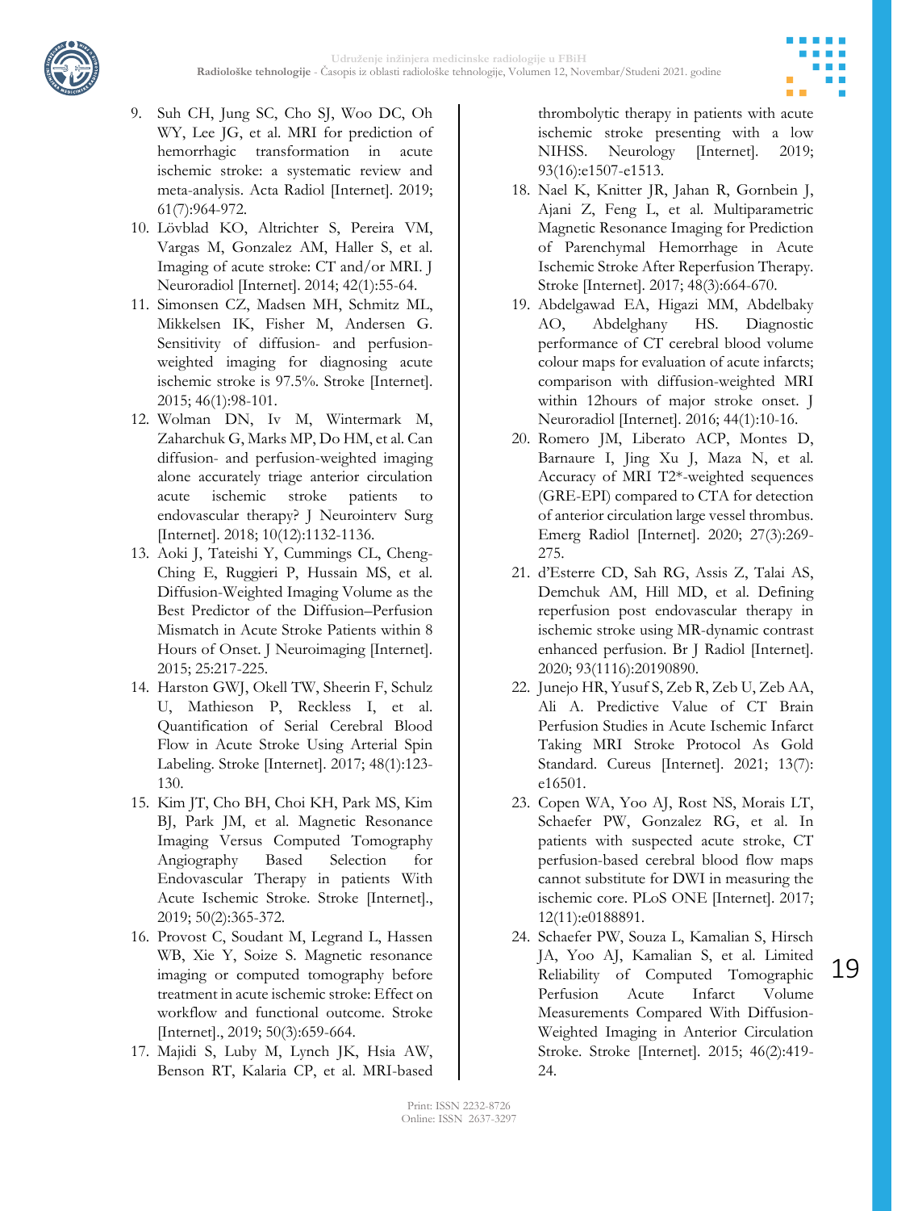9. Suh CH, Jung SC, Cho SJ, Woo DC, Oh WY, Lee JG, et al. MRI for prediction of hemorrhagic transformation in acute ischemic stroke: a systematic review and meta-analysis. Acta Radiol [Internet]. 2019; 61(7):964-972.
10. Lövblad KO, Altrichter S, Pereira VM, Vargas M, Gonzalez AM, Haller S, et al. Imaging of acute stroke: CT and/or MRI. J Neuroradiol [Internet]. 2014; 42(1):55-64.
11. Simonsen CZ, Madsen MH, Schmitz ML, Mikkelsen IK, Fisher M, Andersen G. Sensitivity of diffusion- and perfusion-weighted imaging for diagnosing acute ischemic stroke is 97.5%. Stroke [Internet]. 2015; 46(1):98-101.
12. Wolman DN, Iv M, Wintermark M, Zaharchuk G, Marks MP, Do HM, et al. Can diffusion- and perfusion-weighted imaging alone accurately triage anterior circulation acute ischemic stroke patients to endovascular therapy? J Neurointerv Surg [Internet]. 2018; 10(12):1132-1136.
13. Aoki J, Tateishi Y, Cummings CL, Cheng-Ching E, Ruggieri P, Hussain MS, et al. Diffusion-Weighted Imaging Volume as the Best Predictor of the Diffusion–Perfusion Mismatch in Acute Stroke Patients within 8 Hours of Onset. J Neuroimaging [Internet]. 2015; 25:217-225.
14. Harston GWJ, Okell TW, Sheerin F, Schulz U, Mathieson P, Reckless I, et al. Quantification of Serial Cerebral Blood Flow in Acute Stroke Using Arterial Spin Labeling. Stroke [Internet]. 2017; 48(1):123-130.
15. Kim JT, Cho BH, Choi KH, Park MS, Kim BJ, Park JM, et al. Magnetic Resonance Imaging Versus Computed Tomography Angiography Based Selection for Endovascular Therapy in patients With Acute Ischemic Stroke. Stroke [Internet]., 2019; 50(2):365-372.
16. Provost C, Soudant M, Legrand L, Hassen WB, Xie Y, Soize S. Magnetic resonance imaging or computed tomography before treatment in acute ischemic stroke: Effect on workflow and functional outcome. Stroke [Internet]., 2019; 50(3):659-664.
17. Majidi S, Luby M, Lynch JK, Hsia AW, Benson RT, Kalaria CP, et al. MRI-based thrombolytic therapy in patients with acute ischemic stroke presenting with a low NIHSS. Neurology [Internet]. 2019; 93(16):e1507-e1513.
18. Nael K, Knitter JR, Jahan R, Gornbein J, Ajani Z, Feng L, et al. Multiparametric Magnetic Resonance Imaging for Prediction of Parenchymal Hemorrhage in Acute Ischemic Stroke After Reperfusion Therapy. Stroke [Internet]. 2017; 48(3):664-670.
19. Abdelgawad EA, Higazi MM, Abdelbaky AO, Abdelghany HS. Diagnostic performance of CT cerebral blood volume colour maps for evaluation of acute infarcts; comparison with diffusion-weighted MRI within 12hours of major stroke onset. J Neuroradiol [Internet]. 2016; 44(1):10-16.
20. Romero JM, Liberato ACP, Montes D, Barnaure I, Jing Xu J, Maza N, et al. Accuracy of MRI T2*-weighted sequences (GRE-EPI) compared to CTA for detection of anterior circulation large vessel thrombus. Emerg Radiol [Internet]. 2020; 27(3):269-275.
21. d'Esterre CD, Sah RG, Assis Z, Talai AS, Demchuk AM, Hill MD, et al. Defining reperfusion post endovascular therapy in ischemic stroke using MR-dynamic contrast enhanced perfusion. Br J Radiol [Internet]. 2020; 93(1116):20190890.
22. Junejo HR, Yusuf S, Zeb R, Zeb U, Zeb AA, Ali A. Predictive Value of CT Brain Perfusion Studies in Acute Ischemic Infarct Taking MRI Stroke Protocol As Gold Standard. Cureus [Internet]. 2021; 13(7): e16501.
23. Copen WA, Yoo AJ, Rost NS, Morais LT, Schaefer PW, Gonzalez RG, et al. In patients with suspected acute stroke, CT perfusion-based cerebral blood flow maps cannot substitute for DWI in measuring the ischemic core. PLoS ONE [Internet]. 2017; 12(11):e0188891.
24. Schaefer PW, Souza L, Kamalian S, Hirsch JA, Yoo AJ, Kamalian S, et al. Limited Reliability of Computed Tomographic Perfusion Acute Infarct Volume Measurements Compared With Diffusion-Weighted Imaging in Anterior Circulation Stroke. Stroke [Internet]. 2015; 46(2):419-24.